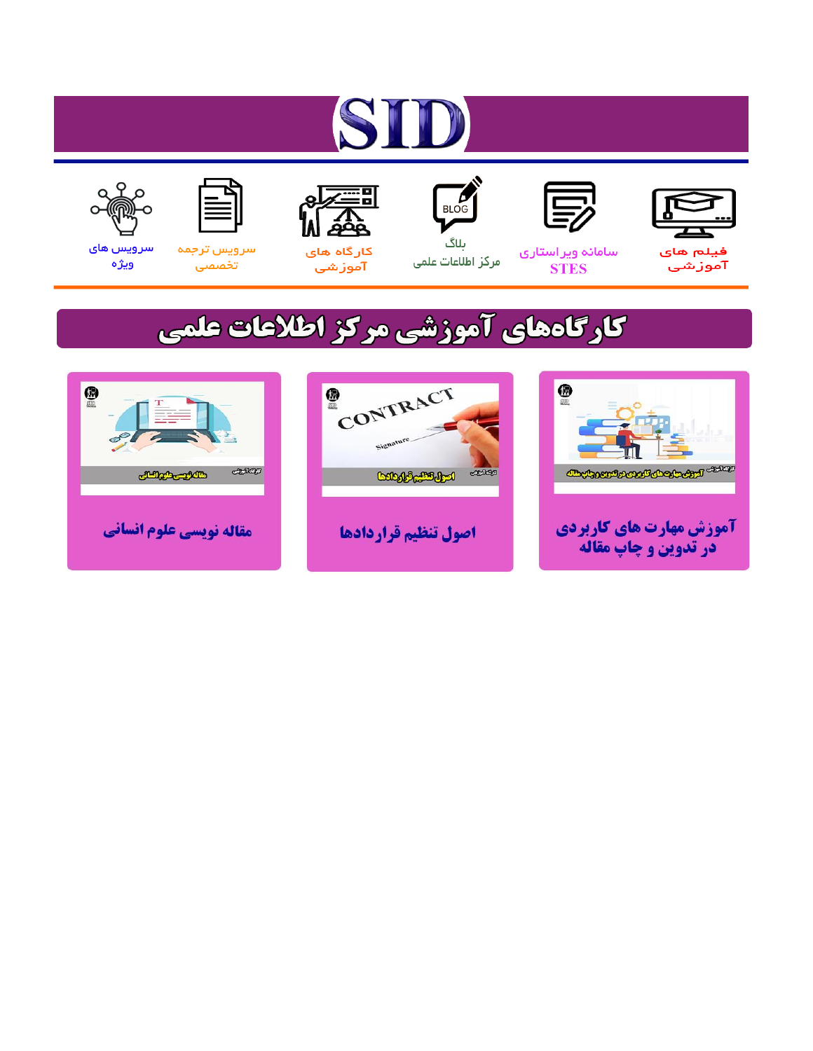# SID

فیلم های آموزشی

سامانه ویراستاری STES

بلاگ مرکز اطلاعات علمی

کارگاه های آموزشی

سرویس ترجمه تخصصی

سرویس های ویژه

## کارگاه‌های آموزشی مرکز اطلاعات علمی

آموزش مهارت های کاربردی در تدوین و چاپ مقاله

اصول تنظیم قراردادها

مقاله نویسی علوم انسانی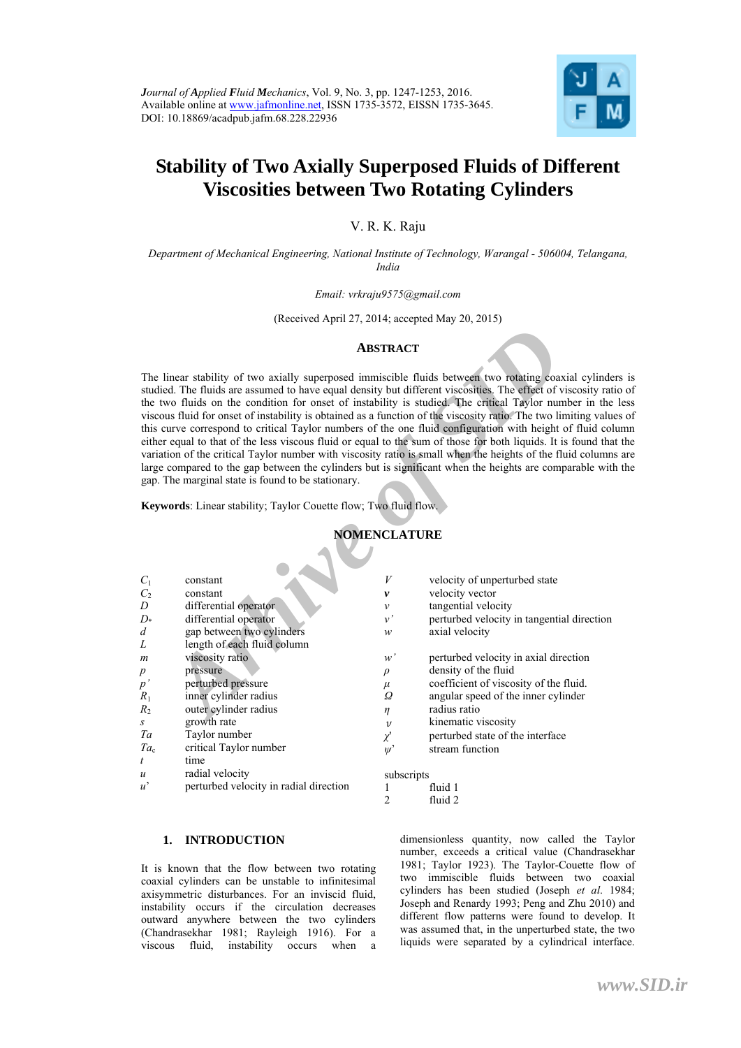# Stability of Two Axially Superposed Fluids of Different Viscosities between Two Rotating Cylinders

V. R. K. Raju

*Department of Mechanical Engineering, National Institute of Technology, Warangal - 506004, Telangana, India*

*Email: vrkraju9575@gmail.com*

(Received April 27, 2014; accepted May 20, 2015)

## ABSTRACT

The linear stability of two axially superposed immiscible fluids between two rotating coaxial cylinders is studied. The fluids are assumed to have equal density but different viscosities. The effect of viscosity ratio of the two fluids on the condition for onset of instability is studied. The critical Taylor number in the less viscous fluid for onset of instability is obtained as a function of the viscosity ratio. The two limiting values of this curve correspond to critical Taylor numbers of the one fluid configuration with height of fluid column either equal to that of the less viscous fluid or equal to the sum of those for both liquids. It is found that the variation of the critical Taylor number with viscosity ratio is small when the heights of the fluid columns are large compared to the gap between the cylinders but is significant when the heights are comparable with the gap. The marginal state is found to be stationary.

**Keywords**: Linear stability; Taylor Couette flow; Two fluid flow.

## NOMENCLATURE

| | | | |
|---|---|---|---|
| $C_1$ | constant | $V$ | velocity of unperturbed state |
| $C_2$ | constant | $\boldsymbol{v}$ | velocity vector |
| $D$ | differential operator | $v$ | tangential velocity |
| $D_*$ | differential operator | $v'$ | perturbed velocity in tangential direction |
| $d$ | gap between two cylinders | $w$ | axial velocity |
| $L$ | length of each fluid column | | |
| $m$ | viscosity ratio | $w'$ | perturbed velocity in axial direction |
| $p$ | pressure | $\rho$ | density of the fluid |
| $p'$ | perturbed pressure | $\mu$ | coefficient of viscosity of the fluid. |
| $R_1$ | inner cylinder radius | $\Omega$ | angular speed of the inner cylinder |
| $R_2$ | outer cylinder radius | $\eta$ | radius ratio |
| $s$ | growth rate | $\nu$ | kinematic viscosity |
| $Ta$ | Taylor number | $\chi'$ | perturbed state of the interface |
| $Ta_c$ | critical Taylor number | $\psi'$ | stream function |
| $t$ | time | subscripts | |
| $u$ | radial velocity | 1 | fluid 1 |
| $u'$ | perturbed velocity in radial direction | 2 | fluid 2 |

## 1. INTRODUCTION

It is known that the flow between two rotating coaxial cylinders can be unstable to infinitesimal axisymmetric disturbances. For an inviscid fluid, instability occurs if the circulation decreases outward anywhere between the two cylinders (Chandrasekhar 1981; Rayleigh 1916). For a viscous fluid, instability occurs when a dimensionless quantity, now called the Taylor number, exceeds a critical value (Chandrasekhar 1981; Taylor 1923). The Taylor-Couette flow of two immiscible fluids between two coaxial cylinders has been studied (Joseph *et al.* 1984; Joseph and Renardy 1993; Peng and Zhu 2010) and different flow patterns were found to develop. It was assumed that, in the unperturbed state, the two liquids were separated by a cylindrical interface.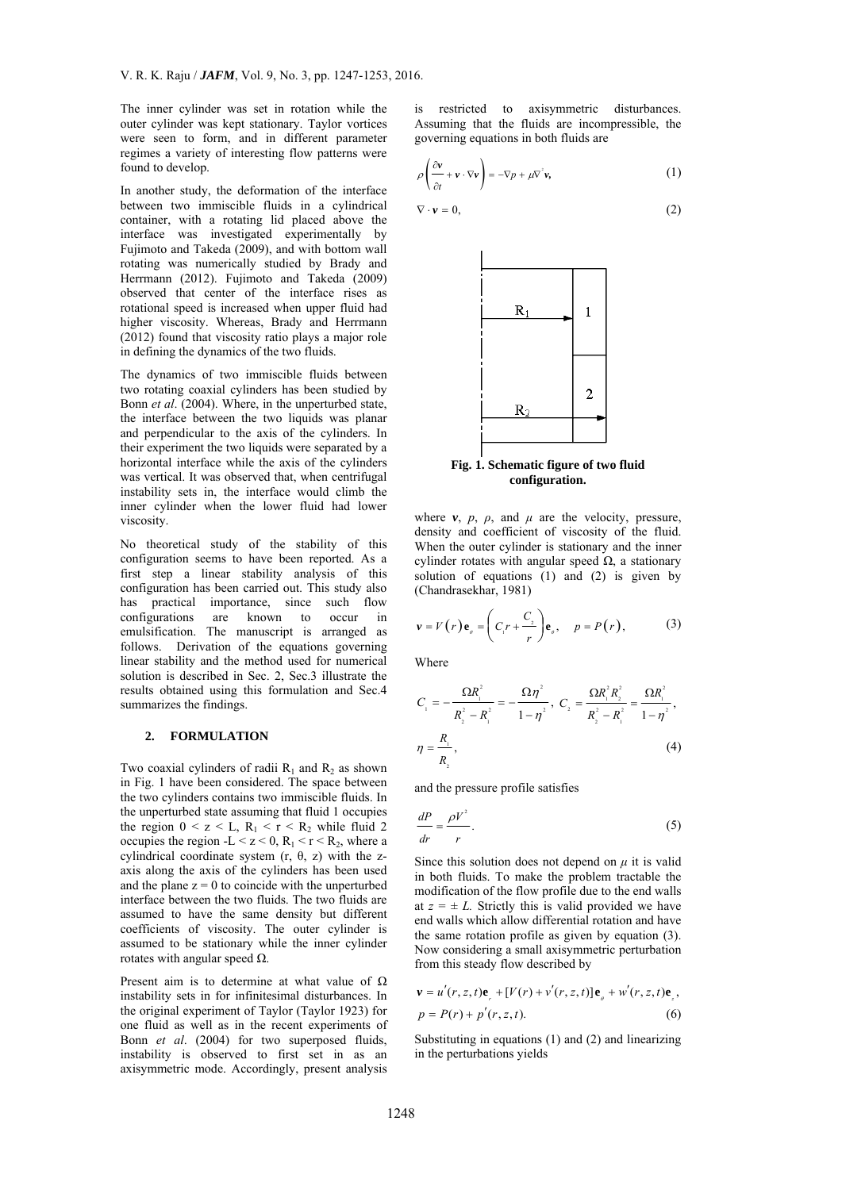The inner cylinder was set in rotation while the outer cylinder was kept stationary. Taylor vortices were seen to form, and in different parameter regimes a variety of interesting flow patterns were found to develop.

In another study, the deformation of the interface between two immiscible fluids in a cylindrical container, with a rotating lid placed above the interface was investigated experimentally by Fujimoto and Takeda (2009), and with bottom wall rotating was numerically studied by Brady and Herrmann (2012). Fujimoto and Takeda (2009) observed that center of the interface rises as rotational speed is increased when upper fluid had higher viscosity. Whereas, Brady and Herrmann (2012) found that viscosity ratio plays a major role in defining the dynamics of the two fluids.

The dynamics of two immiscible fluids between two rotating coaxial cylinders has been studied by Bonn *et al*. (2004). Where, in the unperturbed state, the interface between the two liquids was planar and perpendicular to the axis of the cylinders. In their experiment the two liquids were separated by a horizontal interface while the axis of the cylinders was vertical. It was observed that, when centrifugal instability sets in, the interface would climb the inner cylinder when the lower fluid had lower viscosity.

No theoretical study of the stability of this configuration seems to have been reported. As a first step a linear stability analysis of this configuration has been carried out. This study also has practical importance, since such flow configurations are known to occur in emulsification. The manuscript is arranged as follows. Derivation of the equations governing linear stability and the method used for numerical solution is described in Sec. 2, Sec.3 illustrate the results obtained using this formulation and Sec.4 summarizes the findings.

## 2. FORMULATION

Two coaxial cylinders of radii $R_1$ and $R_2$ as shown in Fig. 1 have been considered. The space between the two cylinders contains two immiscible fluids. In the unperturbed state assuming that fluid 1 occupies the region $0 < z < L$, $R_1 < r < R_2$ while fluid 2 occupies the region $-L < z < 0$, $R_1 < r < R_2$, where a cylindrical coordinate system $(r, \theta, z)$ with the z-axis along the axis of the cylinders has been used and the plane $z = 0$ to coincide with the unperturbed interface between the two fluids. The two fluids are assumed to have the same density but different coefficients of viscosity. The outer cylinder is assumed to be stationary while the inner cylinder rotates with angular speed $\Omega$.

Present aim is to determine at what value of $\Omega$ instability sets in for infinitesimal disturbances. In the original experiment of Taylor (Taylor 1923) for one fluid as well as in the recent experiments of Bonn *et al*. (2004) for two superposed fluids, instability is observed to first set in as an axisymmetric mode. Accordingly, present analysis is restricted to axisymmetric disturbances. Assuming that the fluids are incompressible, the governing equations in both fluids are

$$\rho\left(\frac{\partial \boldsymbol{v}}{\partial t} + \boldsymbol{v}\cdot\nabla\boldsymbol{v}\right) = -\nabla p + \mu\nabla^2\boldsymbol{v}, \tag{1}$$

$$\nabla\cdot\boldsymbol{v} = 0, \tag{2}$$

**Fig. 1. Schematic figure of two fluid configuration.**

where $\boldsymbol{v}$, $p$, $\rho$, and $\mu$ are the velocity, pressure, density and coefficient of viscosity of the fluid. When the outer cylinder is stationary and the inner cylinder rotates with angular speed $\Omega$, a stationary solution of equations (1) and (2) is given by (Chandrasekhar, 1981)

$$\boldsymbol{v} = V(r)\,\mathbf{e}_\theta = \left(C_1 r + \frac{C_2}{r}\right)\mathbf{e}_\theta, \quad p = P(r), \tag{3}$$

Where

$$C_1 = -\frac{\Omega R_1^2}{R_2^2 - R_1^2} = -\frac{\Omega\eta^2}{1-\eta^2},\; C_2 = \frac{\Omega R_1^2 R_2^2}{R_2^2 - R_1^2} = \frac{\Omega R_1^2}{1-\eta^2},$$

$$\eta = \frac{R_1}{R_2}, \tag{4}$$

and the pressure profile satisfies

$$\frac{dP}{dr} = \frac{\rho V^2}{r}. \tag{5}$$

Since this solution does not depend on $\mu$ it is valid in both fluids. To make the problem tractable the modification of the flow profile due to the end walls at $z = \pm L$. Strictly this is valid provided we have end walls which allow differential rotation and have the same rotation profile as given by equation (3). Now considering a small axisymmetric perturbation from this steady flow described by

$$\boldsymbol{v} = u'(r,z,t)\mathbf{e}_r + [V(r) + v'(r,z,t)]\,\mathbf{e}_\theta + w'(r,z,t)\mathbf{e}_z,$$
$$p = P(r) + p'(r,z,t). \tag{6}$$

Substituting in equations (1) and (2) and linearizing in the perturbations yields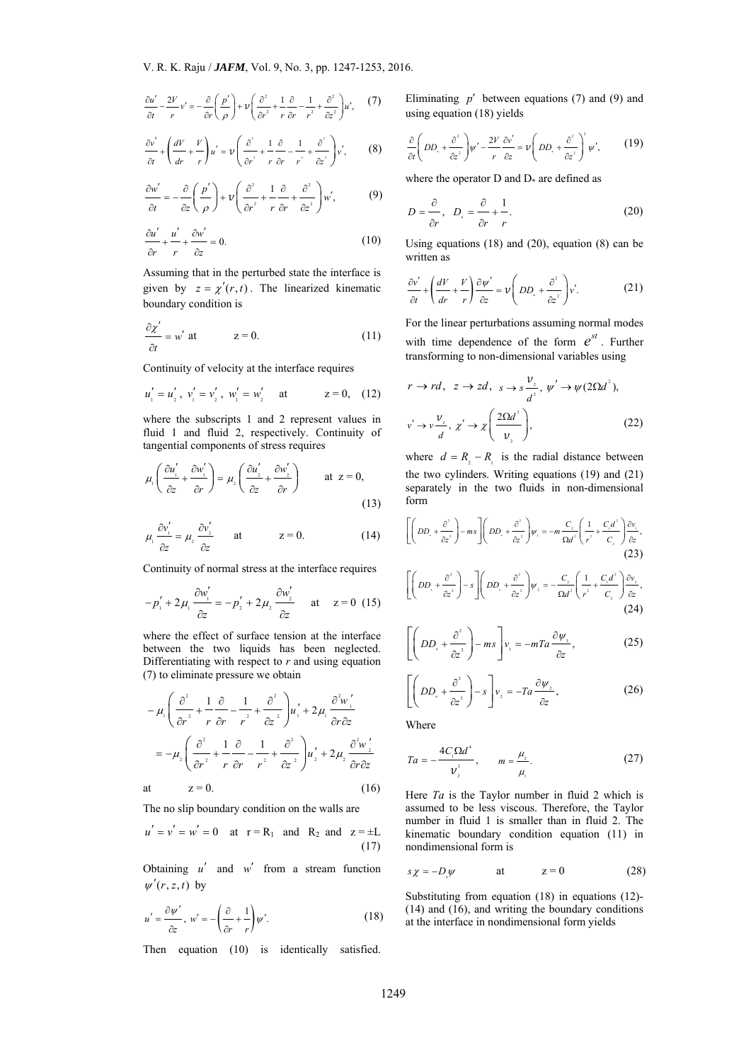$$\frac{\partial u'}{\partial t}-\frac{2V}{r}v'=-\frac{\partial}{\partial r}\left(\frac{p'}{\rho}\right)+\nu\left(\frac{\partial^2}{\partial r^2}+\frac{1}{r}\frac{\partial}{\partial r}-\frac{1}{r^2}+\frac{\partial^2}{\partial z^2}\right)u', \quad (7)$$

$$\frac{\partial v'}{\partial t}+\left(\frac{dV}{dr}+\frac{V}{r}\right)u'=\nu\left(\frac{\partial^2}{\partial r^2}+\frac{1}{r}\frac{\partial}{\partial r}-\frac{1}{r^2}+\frac{\partial^2}{\partial z^2}\right)v', \quad (8)$$

$$\frac{\partial w'}{\partial t}=-\frac{\partial}{\partial z}\left(\frac{p'}{\rho}\right)+\nu\left(\frac{\partial^2}{\partial r^2}+\frac{1}{r}\frac{\partial}{\partial r}+\frac{\partial^2}{\partial z^2}\right)w', \quad (9)$$

$$\frac{\partial u'}{\partial r}+\frac{u'}{r}+\frac{\partial w'}{\partial z}=0. \quad (10)$$

Assuming that in the perturbed state the interface is given by $z=\chi'(r,t)$. The linearized kinematic boundary condition is

$$\frac{\partial \chi'}{\partial t}=w' \text{ at } \quad z=0. \quad (11)$$

Continuity of velocity at the interface requires

$$u_1'=u_2',\ v_1'=v_2',\ w_1'=w_2' \quad \text{at} \quad z=0, \quad (12)$$

where the subscripts 1 and 2 represent values in fluid 1 and fluid 2, respectively. Continuity of tangential components of stress requires

$$\mu_1\left(\frac{\partial u_1'}{\partial z}+\frac{\partial w_1'}{\partial r}\right)=\mu_2\left(\frac{\partial u_2'}{\partial z}+\frac{\partial w_2'}{\partial r}\right) \quad \text{at } z=0, \quad (13)$$

$$\mu_1\frac{\partial v_1'}{\partial z}=\mu_2\frac{\partial v_2'}{\partial z} \quad \text{at} \quad z=0. \quad (14)$$

Continuity of normal stress at the interface requires

$$-p_1'+2\mu_1\frac{\partial w_1'}{\partial z}=-p_2'+2\mu_2\frac{\partial w_2'}{\partial z} \quad \text{at} \quad z=0 \quad (15)$$

where the effect of surface tension at the interface between the two liquids has been neglected. Differentiating with respect to $r$ and using equation (7) to eliminate pressure we obtain

$$-\mu_1\left(\frac{\partial^2}{\partial r^2}+\frac{1}{r}\frac{\partial}{\partial r}-\frac{1}{r^2}+\frac{\partial^2}{\partial z^2}\right)u_1'+2\mu_1\frac{\partial^2 w_1'}{\partial r\partial z}$$
$$=-\mu_2\left(\frac{\partial^2}{\partial r^2}+\frac{1}{r}\frac{\partial}{\partial r}-\frac{1}{r^2}+\frac{\partial^2}{\partial z^2}\right)u_2'+2\mu_2\frac{\partial^2 w_2'}{\partial r\partial z}$$
$$\text{at} \quad z=0. \quad (16)$$

The no slip boundary condition on the walls are

$$u'=v'=w'=0 \quad \text{at } r=R_1 \text{ and } R_2 \text{ and } z=\pm L \quad (17)$$

Obtaining $u'$ and $w'$ from a stream function $\psi'(r,z,t)$ by

$$u'=\frac{\partial \psi'}{\partial z},\ w'=-\left(\frac{\partial}{\partial r}+\frac{1}{r}\right)\psi'. \quad (18)$$

Then equation (10) is identically satisfied. Eliminating $p'$ between equations (7) and (9) and using equation (18) yields

$$\frac{\partial}{\partial t}\left(DD_*+\frac{\partial^2}{\partial z^2}\right)\psi'-\frac{2V}{r}\frac{\partial v'}{\partial z}=\nu\left(DD_*+\frac{\partial^2}{\partial z^2}\right)^2\psi', \quad (19)$$

where the operator D and $D_*$ are defined as

$$D=\frac{\partial}{\partial r},\quad D_*=\frac{\partial}{\partial r}+\frac{1}{r}. \quad (20)$$

Using equations (18) and (20), equation (8) can be written as

$$\frac{\partial v'}{\partial t}+\left(\frac{dV}{dr}+\frac{V}{r}\right)\frac{\partial \psi'}{\partial z}=\nu\left(DD_*+\frac{\partial^2}{\partial z^2}\right)v'. \quad (21)$$

For the linear perturbations assuming normal modes with time dependence of the form $e^{st}$. Further transforming to non-dimensional variables using

$$r\to rd,\ z\to zd,\ s\to s\frac{\nu_2}{d^2},\ \psi'\to\psi(2\Omega d^2),$$
$$v'\to v\frac{\nu_2}{d},\ \chi'\to\chi\left(\frac{2\Omega d^3}{\nu_2}\right), \quad (22)$$

where $d=R_2-R_1$ is the radial distance between the two cylinders. Writing equations (19) and (21) separately in the two fluids in non-dimensional form

$$\left[\left(DD_*+\frac{\partial^2}{\partial z^2}\right)-ms\right]\left(DD_*+\frac{\partial^2}{\partial z^2}\right)\psi_1=-m\frac{C_2}{\Omega d^2}\left(\frac{1}{r^2}+\frac{C_1 d^2}{C_2}\right)\frac{\partial v_1}{\partial z}, \quad (23)$$

$$\left[\left(DD_*+\frac{\partial^2}{\partial z^2}\right)-s\right]\left(DD_*+\frac{\partial^2}{\partial z^2}\right)\psi_2=-\frac{C_2}{\Omega d^2}\left(\frac{1}{r^2}+\frac{C_1 d^2}{C_2}\right)\frac{\partial v_2}{\partial z}, \quad (24)$$

$$\left[\left(DD_*+\frac{\partial^2}{\partial z^2}\right)-ms\right]v_1=-mTa\frac{\partial \psi_1}{\partial z}, \quad (25)$$

$$\left[\left(DD_*+\frac{\partial^2}{\partial z^2}\right)-s\right]v_2=-Ta\frac{\partial \psi_2}{\partial z}, \quad (26)$$

Where

$$Ta=-\frac{4C_1\Omega d^4}{\nu_2^2},\qquad m=\frac{\mu_2}{\mu_1}. \quad (27)$$

Here $Ta$ is the Taylor number in fluid 2 which is assumed to be less viscous. Therefore, the Taylor number in fluid 1 is smaller than in fluid 2. The kinematic boundary condition equation (11) in nondimensional form is

$$s\chi=-D_*\psi \qquad \text{at} \qquad z=0 \quad (28)$$

Substituting from equation (18) in equations (12)-(14) and (16), and writing the boundary conditions at the interface in nondimensional form yields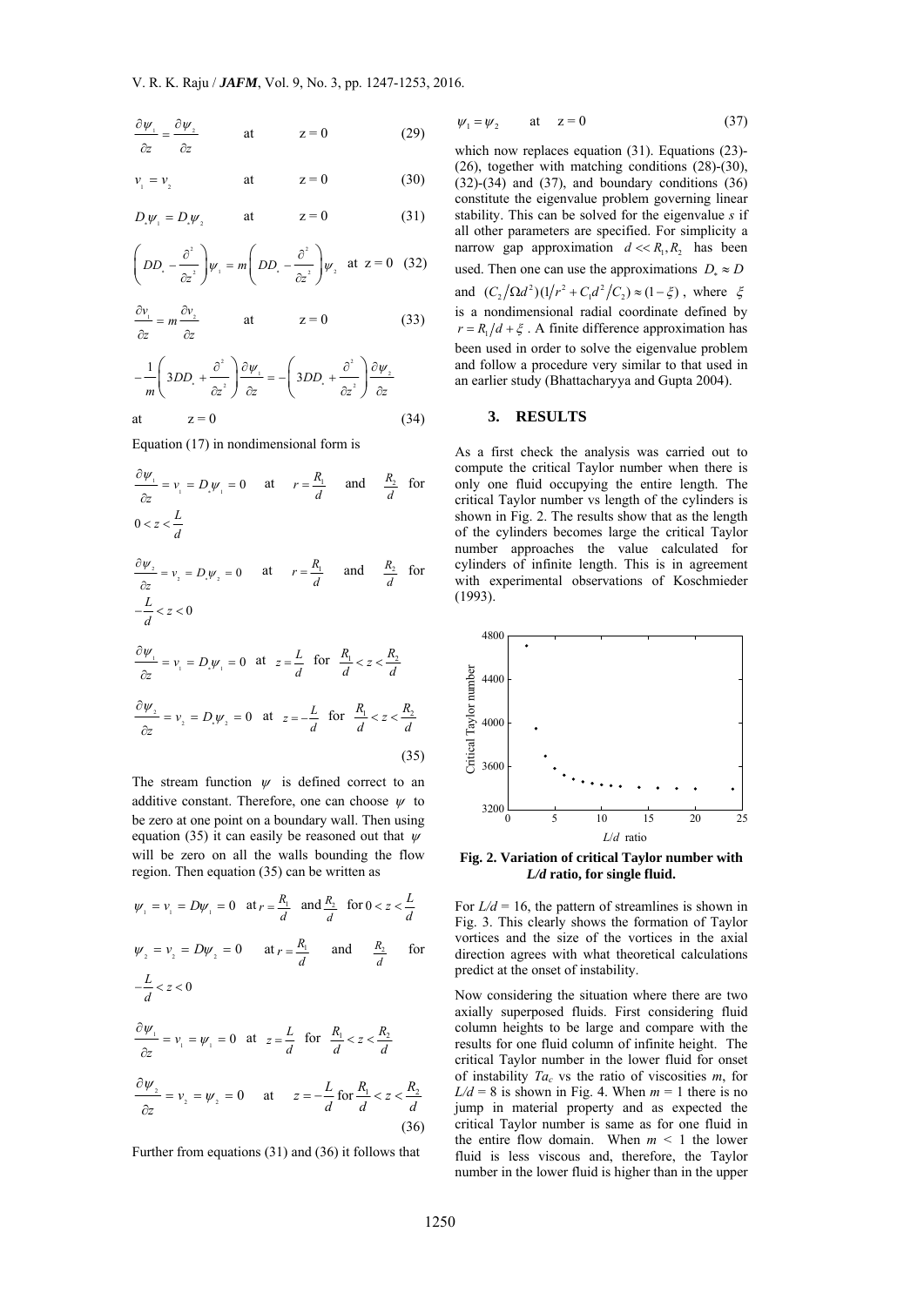$$\frac{\partial \psi_1}{\partial z} = \frac{\partial \psi_2}{\partial z} \qquad \text{at} \qquad z = 0 \tag{29}$$

$$v_1 = v_2 \qquad \text{at} \qquad z = 0 \tag{30}$$

$$D_* \psi_1 = D_* \psi_2 \qquad \text{at} \qquad z = 0 \tag{31}$$

$$\left( DD_* - \frac{\partial^2}{\partial z^2} \right) \psi_1 = m \left( DD_* - \frac{\partial^2}{\partial z^2} \right) \psi_2 \quad \text{at } z = 0 \tag{32}$$

$$\frac{\partial v_1}{\partial z} = m \frac{\partial v_2}{\partial z} \qquad \text{at} \qquad z = 0 \tag{33}$$

$$-\frac{1}{m} \left( 3DD_* + \frac{\partial^2}{\partial z^2} \right) \frac{\partial \psi_1}{\partial z} = -\left( 3DD_* + \frac{\partial^2}{\partial z^2} \right) \frac{\partial \psi_2}{\partial z}$$

$$\text{at} \qquad z = 0 \tag{34}$$

Equation (17) in nondimensional form is

$$\frac{\partial \psi_1}{\partial z} = v_1 = D_* \psi_1 = 0 \quad \text{at} \quad r = \frac{R_1}{d} \quad \text{and} \quad \frac{R_2}{d} \quad \text{for } 0 < z < \frac{L}{d}$$

$$\frac{\partial \psi_2}{\partial z} = v_2 = D_* \psi_2 = 0 \quad \text{at} \quad r = \frac{R_1}{d} \quad \text{and} \quad \frac{R_2}{d} \quad \text{for } -\frac{L}{d} < z < 0$$

$$\frac{\partial \psi_1}{\partial z} = v_1 = D_* \psi_1 = 0 \quad \text{at} \quad z = \frac{L}{d} \quad \text{for} \quad \frac{R_1}{d} < z < \frac{R_2}{d}$$

$$\frac{\partial \psi_2}{\partial z} = v_2 = D_* \psi_2 = 0 \quad \text{at} \quad z = -\frac{L}{d} \quad \text{for} \quad \frac{R_1}{d} < z < \frac{R_2}{d} \tag{35}$$

The stream function $\psi$ is defined correct to an additive constant. Therefore, one can choose $\psi$ to be zero at one point on a boundary wall. Then using equation (35) it can easily be reasoned out that $\psi$ will be zero on all the walls bounding the flow region. Then equation (35) can be written as

$$\psi_1 = v_1 = D\psi_1 = 0 \quad \text{at } r = \frac{R_1}{d} \quad \text{and } \frac{R_2}{d} \quad \text{for } 0 < z < \frac{L}{d}$$

$$\psi_2 = v_2 = D\psi_2 = 0 \quad \text{at } r = \frac{R_1}{d} \quad \text{and} \quad \frac{R_2}{d} \quad \text{for } -\frac{L}{d} < z < 0$$

$$\frac{\partial \psi_1}{\partial z} = v_1 = \psi_1 = 0 \quad \text{at} \quad z = \frac{L}{d} \quad \text{for} \quad \frac{R_1}{d} < z < \frac{R_2}{d}$$

$$\frac{\partial \psi_2}{\partial z} = v_2 = \psi_2 = 0 \quad \text{at} \quad z = -\frac{L}{d} \text{ for } \frac{R_1}{d} < z < \frac{R_2}{d} \tag{36}$$

Further from equations (31) and (36) it follows that

$$\psi_1 = \psi_2 \qquad \text{at} \quad z = 0 \tag{37}$$

which now replaces equation (31). Equations (23)-(26), together with matching conditions (28)-(30), (32)-(34) and (37), and boundary conditions (36) constitute the eigenvalue problem governing linear stability. This can be solved for the eigenvalue *s* if all other parameters are specified. For simplicity a narrow gap approximation $d << R_1, R_2$ has been used. Then one can use the approximations $D_* \approx D$ and $(C_2/\Omega d^2)(1/r^2 + C_1 d^2/C_2) \approx (1 - \xi)$, where $\xi$ is a nondimensional radial coordinate defined by $r = R_1/d + \xi$. A finite difference approximation has been used in order to solve the eigenvalue problem and follow a procedure very similar to that used in an earlier study (Bhattacharyya and Gupta 2004).

## 3. RESULTS

As a first check the analysis was carried out to compute the critical Taylor number when there is only one fluid occupying the entire length. The critical Taylor number vs length of the cylinders is shown in Fig. 2. The results show that as the length of the cylinders becomes large the critical Taylor number approaches the value calculated for cylinders of infinite length. This is in agreement with experimental observations of Koschmieder (1993).

**Fig. 2. Variation of critical Taylor number with *L/d* ratio, for single fluid.**

For $L/d$ = 16, the pattern of streamlines is shown in Fig. 3. This clearly shows the formation of Taylor vortices and the size of the vortices in the axial direction agrees with what theoretical calculations predict at the onset of instability.

Now considering the situation where there are two axially superposed fluids. First considering fluid column heights to be large and compare with the results for one fluid column of infinite height. The critical Taylor number in the lower fluid for onset of instability $Ta_c$ vs the ratio of viscosities *m*, for $L/d$ = 8 is shown in Fig. 4. When *m* = 1 there is no jump in material property and as expected the critical Taylor number is same as for one fluid in the entire flow domain. When *m* < 1 the lower fluid is less viscous and, therefore, the Taylor number in the lower fluid is higher than in the upper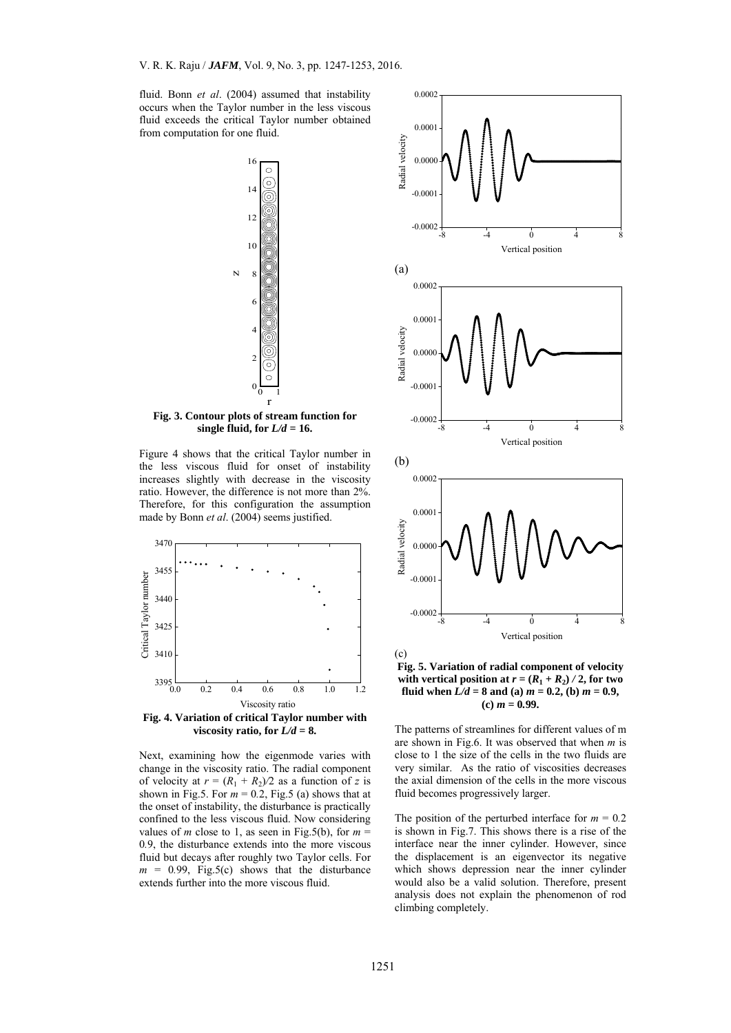fluid. Bonn *et al*. (2004) assumed that instability occurs when the Taylor number in the less viscous fluid exceeds the critical Taylor number obtained from computation for one fluid.

**Fig. 3. Contour plots of stream function for single fluid, for $L/d$ = 16.**

Figure 4 shows that the critical Taylor number in the less viscous fluid for onset of instability increases slightly with decrease in the viscosity ratio. However, the difference is not more than 2%. Therefore, for this configuration the assumption made by Bonn *et al*. (2004) seems justified.

**Fig. 4. Variation of critical Taylor number with viscosity ratio, for $L/d$ = 8.**

Next, examining how the eigenmode varies with change in the viscosity ratio. The radial component of velocity at $r = (R_1 + R_2)/2$ as a function of $z$ is shown in Fig.5. For $m = 0.2$, Fig.5 (a) shows that at the onset of instability, the disturbance is practically confined to the less viscous fluid. Now considering values of $m$ close to 1, as seen in Fig.5(b), for $m$ = 0.9, the disturbance extends into the more viscous fluid but decays after roughly two Taylor cells. For $m$ = 0.99, Fig.5(c) shows that the disturbance extends further into the more viscous fluid.

**Fig. 5. Variation of radial component of velocity with vertical position at $r = (R_1 + R_2) / 2$, for two fluid when $L/d$ = 8 and (a) $m$ = 0.2, (b) $m$ = 0.9, (c) $m$ = 0.99.**

The patterns of streamlines for different values of m are shown in Fig.6. It was observed that when $m$ is close to 1 the size of the cells in the two fluids are very similar. As the ratio of viscosities decreases the axial dimension of the cells in the more viscous fluid becomes progressively larger.

The position of the perturbed interface for $m$ = 0.2 is shown in Fig.7. This shows there is a rise of the interface near the inner cylinder. However, since the displacement is an eigenvector its negative which shows depression near the inner cylinder would also be a valid solution. Therefore, present analysis does not explain the phenomenon of rod climbing completely.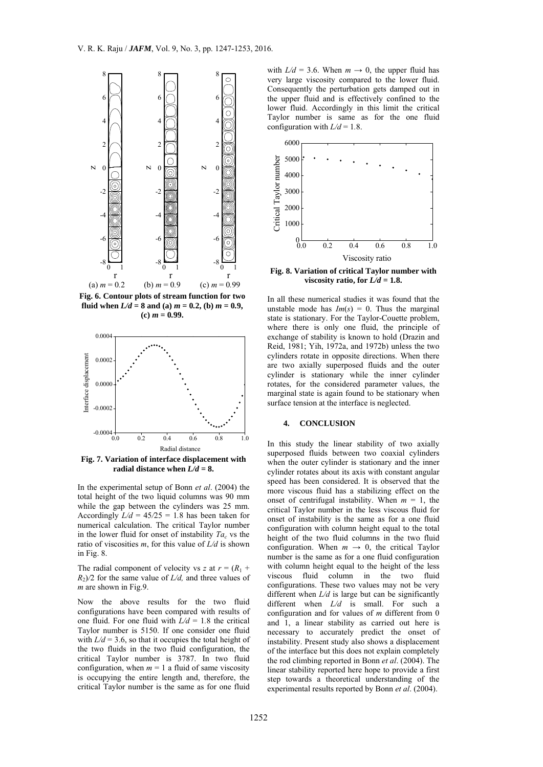Fig. 6. Contour plots of stream function for two fluid when $L/d = 8$ and (a) $m = 0.2$, (b) $m = 0.9$, (c) $m = 0.99$.

Fig. 7. Variation of interface displacement with radial distance when $L/d = 8$.

In the experimental setup of Bonn *et al*. (2004) the total height of the two liquid columns was 90 mm while the gap between the cylinders was 25 mm. Accordingly $L/d = 45/25 = 1.8$ has been taken for numerical calculation. The critical Taylor number in the lower fluid for onset of instability $Ta_c$ vs the ratio of viscosities $m$, for this value of $L/d$ is shown in Fig. 8.

The radial component of velocity vs $z$ at $r = (R_1 + R_2)/2$ for the same value of $L/d$, and three values of $m$ are shown in Fig.9.

Now the above results for the two fluid configurations have been compared with results of one fluid. For one fluid with $L/d = 1.8$ the critical Taylor number is 5150. If one consider one fluid with $L/d = 3.6$, so that it occupies the total height of the two fluids in the two fluid configuration, the critical Taylor number is 3787. In two fluid configuration, when $m = 1$ a fluid of same viscosity is occupying the entire length and, therefore, the critical Taylor number is the same as for one fluid with $L/d = 3.6$. When $m \rightarrow 0$, the upper fluid has very large viscosity compared to the lower fluid. Consequently the perturbation gets damped out in the upper fluid and is effectively confined to the lower fluid. Accordingly in this limit the critical Taylor number is same as for the one fluid configuration with $L/d = 1.8$.

Fig. 8. Variation of critical Taylor number with viscosity ratio, for $L/d = 1.8$.

In all these numerical studies it was found that the unstable mode has $Im(s) = 0$. Thus the marginal state is stationary. For the Taylor-Couette problem, where there is only one fluid, the principle of exchange of stability is known to hold (Drazin and Reid, 1981; Yih, 1972a, and 1972b) unless the two cylinders rotate in opposite directions. When there are two axially superposed fluids and the outer cylinder is stationary while the inner cylinder rotates, for the considered parameter values, the marginal state is again found to be stationary when surface tension at the interface is neglected.

## 4. CONCLUSION

In this study the linear stability of two axially superposed fluids between two coaxial cylinders when the outer cylinder is stationary and the inner cylinder rotates about its axis with constant angular speed has been considered. It is observed that the more viscous fluid has a stabilizing effect on the onset of centrifugal instability. When $m = 1$, the critical Taylor number in the less viscous fluid for onset of instability is the same as for a one fluid configuration with column height equal to the total height of the two fluid columns in the two fluid configuration. When $m \rightarrow 0$, the critical Taylor number is the same as for a one fluid configuration with column height equal to the height of the less viscous fluid column in the two fluid configurations. These two values may not be very different when $L/d$ is large but can be significantly different when $L/d$ is small. For such a configuration and for values of $m$ different from 0 and 1, a linear stability as carried out here is necessary to accurately predict the onset of instability. Present study also shows a displacement of the interface but this does not explain completely the rod climbing reported in Bonn *et al*. (2004). The linear stability reported here hope to provide a first step towards a theoretical understanding of the experimental results reported by Bonn *et al*. (2004).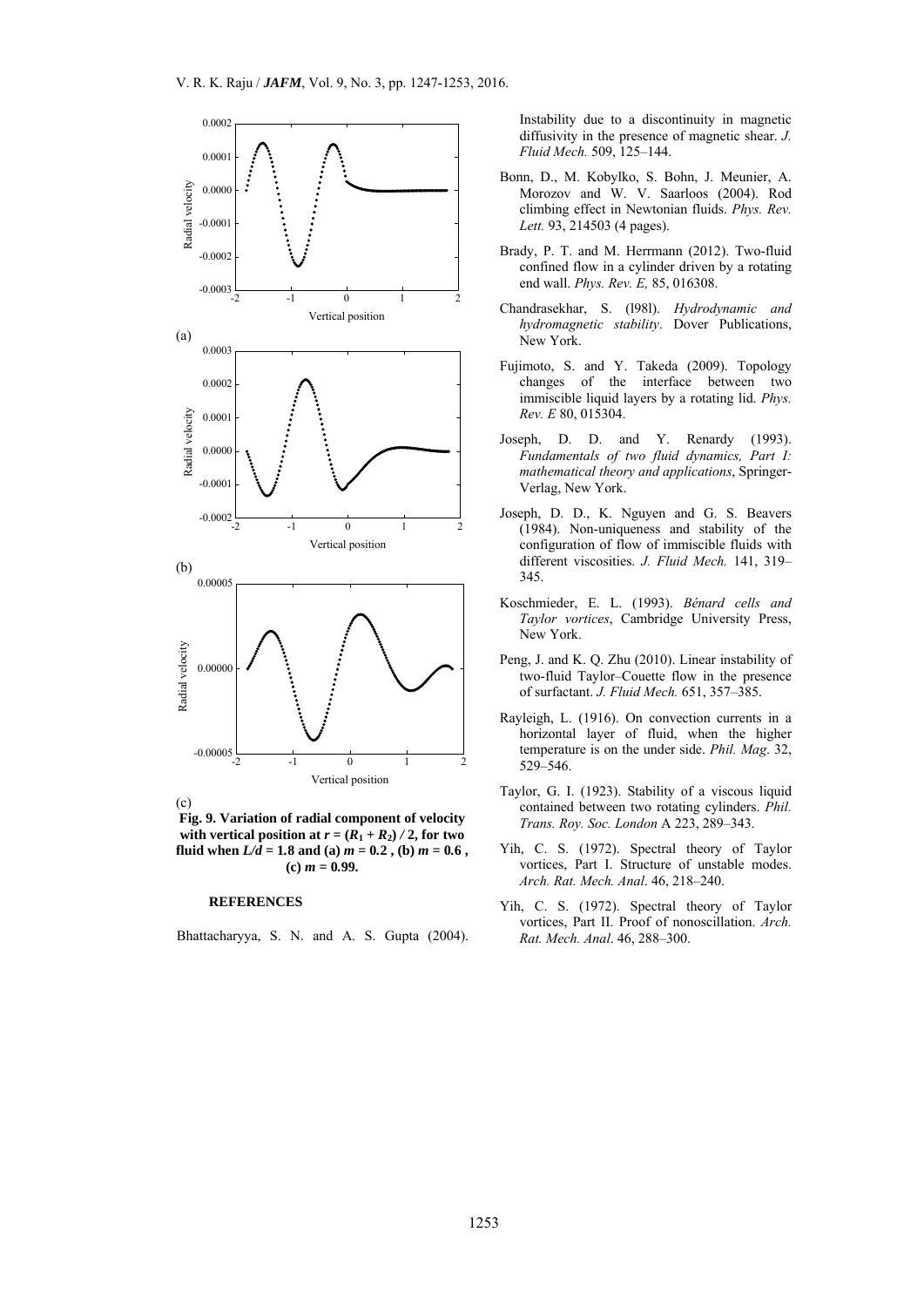(a)

(b)

(c)

**Fig. 9. Variation of radial component of velocity with vertical position at $r = (R_1 + R_2) / 2$, for two fluid when $L/d$ = 1.8 and (a) $m$ = 0.2 , (b) $m$ = 0.6 , (c) $m$ = 0.99.**

## REFERENCES

Bhattacharyya, S. N. and A. S. Gupta (2004). Instability due to a discontinuity in magnetic diffusivity in the presence of magnetic shear. *J. Fluid Mech.* 509, 125–144.

Bonn, D., M. Kobylko, S. Bohn, J. Meunier, A. Morozov and W. V. Saarloos (2004). Rod climbing effect in Newtonian fluids. *Phys. Rev. Lett.* 93, 214503 (4 pages).

Brady, P. T. and M. Herrmann (2012). Two-fluid confined flow in a cylinder driven by a rotating end wall. *Phys. Rev. E,* 85, 016308.

Chandrasekhar, S. (l98l). *Hydrodynamic and hydromagnetic stability*. Dover Publications, New York.

Fujimoto, S. and Y. Takeda (2009). Topology changes of the interface between two immiscible liquid layers by a rotating lid. *Phys. Rev. E* 80, 015304.

Joseph, D. D. and Y. Renardy (1993). *Fundamentals of two fluid dynamics, Part I: mathematical theory and applications*, Springer-Verlag, New York.

Joseph, D. D., K. Nguyen and G. S. Beavers (1984). Non-uniqueness and stability of the configuration of flow of immiscible fluids with different viscosities. *J. Fluid Mech.* 141, 319–345.

Koschmieder, E. L. (1993). *Bénard cells and Taylor vortices*, Cambridge University Press, New York.

Peng, J. and K. Q. Zhu (2010). Linear instability of two-fluid Taylor–Couette flow in the presence of surfactant. *J. Fluid Mech.* 651, 357–385.

Rayleigh, L. (1916). On convection currents in a horizontal layer of fluid, when the higher temperature is on the under side. *Phil. Mag*. 32, 529–546.

Taylor, G. I. (1923). Stability of a viscous liquid contained between two rotating cylinders. *Phil. Trans. Roy. Soc. London* A 223, 289–343.

Yih, C. S. (1972). Spectral theory of Taylor vortices, Part I. Structure of unstable modes. *Arch. Rat. Mech. Anal*. 46, 218–240.

Yih, C. S. (1972). Spectral theory of Taylor vortices, Part II. Proof of nonoscillation. *Arch. Rat. Mech. Anal*. 46, 288–300.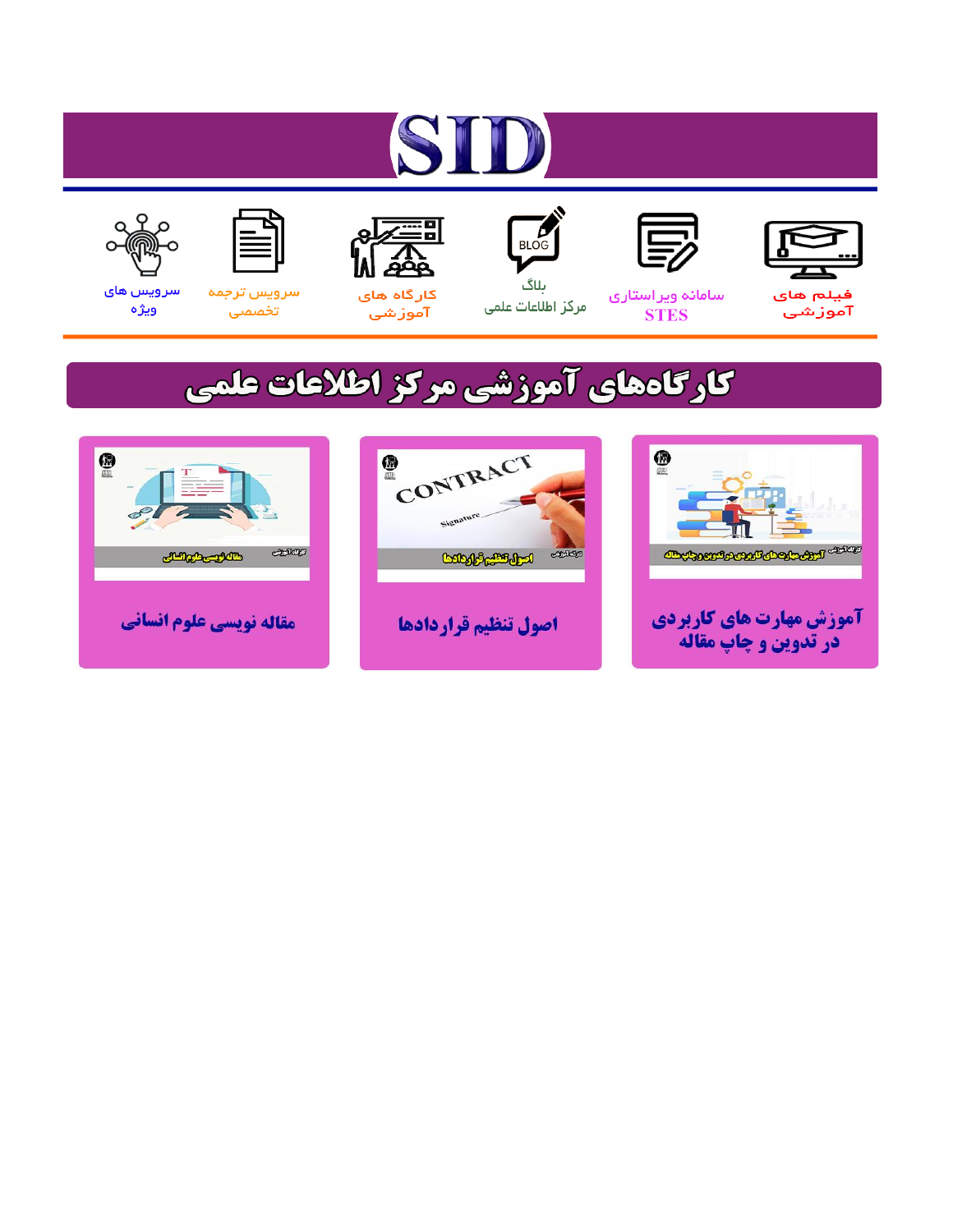# SID

فیلم های آموزشی

سامانه ویراستاری STES

بلاگ مرکز اطلاعات علمی

کارگاه های آموزشی

سرویس ترجمه تخصصی

سرویس های ویژه

## کارگاه‌های آموزشی مرکز اطلاعات علمی

آموزش مهارت های کاربردی در تدوین و چاپ مقاله

اصول تنظیم قراردادها

مقاله نویسی علوم انسانی